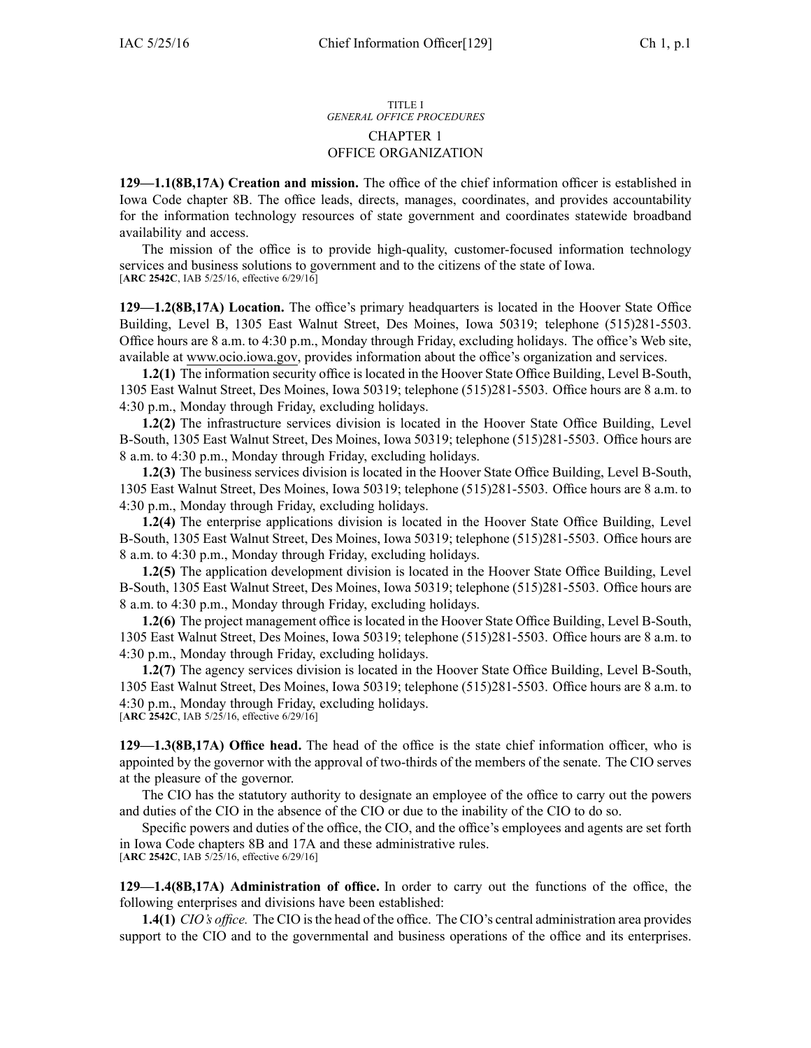TITLE I
*GENERAL OFFICE PROCEDURES*

# CHAPTER 1
# OFFICE ORGANIZATION

**129—1.1(8B,17A) Creation and mission.** The office of the chief information officer is established in Iowa Code chapter 8B. The office leads, directs, manages, coordinates, and provides accountability for the information technology resources of state government and coordinates statewide broadband availability and access.

The mission of the office is to provide high-quality, customer-focused information technology services and business solutions to government and to the citizens of the state of Iowa.
[**ARC 2542C**, IAB 5/25/16, effective 6/29/16]

**129—1.2(8B,17A) Location.** The office's primary headquarters is located in the Hoover State Office Building, Level B, 1305 East Walnut Street, Des Moines, Iowa 50319; telephone (515)281-5503. Office hours are 8 a.m. to 4:30 p.m., Monday through Friday, excluding holidays. The office's Web site, available at www.ocio.iowa.gov, provides information about the office's organization and services.

**1.2(1)** The information security office is located in the Hoover State Office Building, Level B-South, 1305 East Walnut Street, Des Moines, Iowa 50319; telephone (515)281-5503. Office hours are 8 a.m. to 4:30 p.m., Monday through Friday, excluding holidays.

**1.2(2)** The infrastructure services division is located in the Hoover State Office Building, Level B-South, 1305 East Walnut Street, Des Moines, Iowa 50319; telephone (515)281-5503. Office hours are 8 a.m. to 4:30 p.m., Monday through Friday, excluding holidays.

**1.2(3)** The business services division is located in the Hoover State Office Building, Level B-South, 1305 East Walnut Street, Des Moines, Iowa 50319; telephone (515)281-5503. Office hours are 8 a.m. to 4:30 p.m., Monday through Friday, excluding holidays.

**1.2(4)** The enterprise applications division is located in the Hoover State Office Building, Level B-South, 1305 East Walnut Street, Des Moines, Iowa 50319; telephone (515)281-5503. Office hours are 8 a.m. to 4:30 p.m., Monday through Friday, excluding holidays.

**1.2(5)** The application development division is located in the Hoover State Office Building, Level B-South, 1305 East Walnut Street, Des Moines, Iowa 50319; telephone (515)281-5503. Office hours are 8 a.m. to 4:30 p.m., Monday through Friday, excluding holidays.

**1.2(6)** The project management office is located in the Hoover State Office Building, Level B-South, 1305 East Walnut Street, Des Moines, Iowa 50319; telephone (515)281-5503. Office hours are 8 a.m. to 4:30 p.m., Monday through Friday, excluding holidays.

**1.2(7)** The agency services division is located in the Hoover State Office Building, Level B-South, 1305 East Walnut Street, Des Moines, Iowa 50319; telephone (515)281-5503. Office hours are 8 a.m. to 4:30 p.m., Monday through Friday, excluding holidays.
[**ARC 2542C**, IAB 5/25/16, effective 6/29/16]

**129—1.3(8B,17A) Office head.** The head of the office is the state chief information officer, who is appointed by the governor with the approval of two-thirds of the members of the senate. The CIO serves at the pleasure of the governor.

The CIO has the statutory authority to designate an employee of the office to carry out the powers and duties of the CIO in the absence of the CIO or due to the inability of the CIO to do so.

Specific powers and duties of the office, the CIO, and the office's employees and agents are set forth in Iowa Code chapters 8B and 17A and these administrative rules.
[**ARC 2542C**, IAB 5/25/16, effective 6/29/16]

**129—1.4(8B,17A) Administration of office.** In order to carry out the functions of the office, the following enterprises and divisions have been established:

**1.4(1)** *CIO's office.* The CIO is the head of the office. The CIO's central administration area provides support to the CIO and to the governmental and business operations of the office and its enterprises.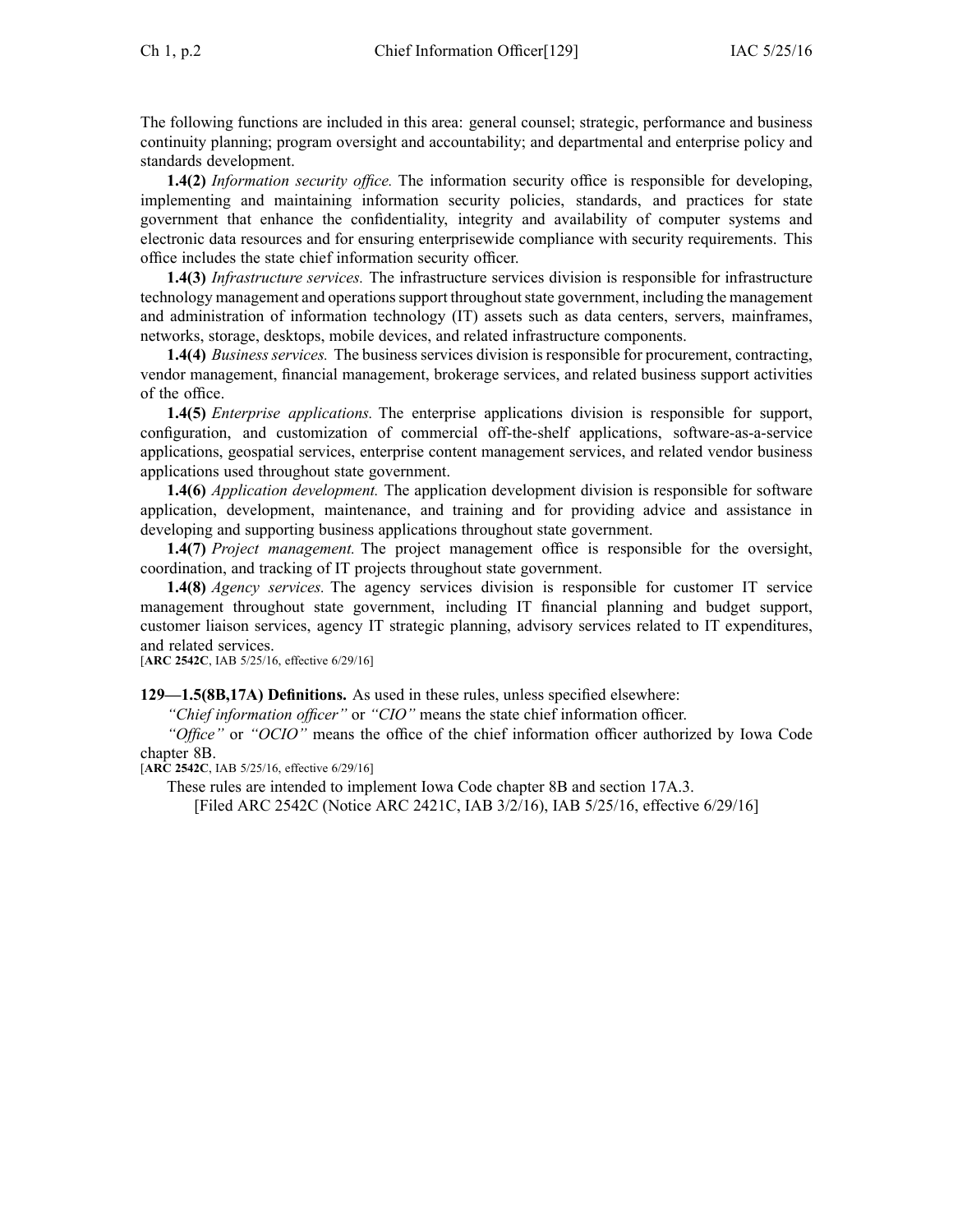The following functions are included in this area: general counsel; strategic, performance and business continuity planning; program oversight and accountability; and departmental and enterprise policy and standards development.

**1.4(2)** *Information security office.* The information security office is responsible for developing, implementing and maintaining information security policies, standards, and practices for state government that enhance the confidentiality, integrity and availability of computer systems and electronic data resources and for ensuring enterprisewide compliance with security requirements. This office includes the state chief information security officer.

**1.4(3)** *Infrastructure services.* The infrastructure services division is responsible for infrastructure technology management and operations support throughout state government, including the management and administration of information technology (IT) assets such as data centers, servers, mainframes, networks, storage, desktops, mobile devices, and related infrastructure components.

**1.4(4)** *Business services.* The business services division is responsible for procurement, contracting, vendor management, financial management, brokerage services, and related business support activities of the office.

**1.4(5)** *Enterprise applications.* The enterprise applications division is responsible for support, configuration, and customization of commercial off-the-shelf applications, software-as-a-service applications, geospatial services, enterprise content management services, and related vendor business applications used throughout state government.

**1.4(6)** *Application development.* The application development division is responsible for software application, development, maintenance, and training and for providing advice and assistance in developing and supporting business applications throughout state government.

**1.4(7)** *Project management.* The project management office is responsible for the oversight, coordination, and tracking of IT projects throughout state government.

**1.4(8)** *Agency services.* The agency services division is responsible for customer IT service management throughout state government, including IT financial planning and budget support, customer liaison services, agency IT strategic planning, advisory services related to IT expenditures, and related services.

[**ARC 2542C**, IAB 5/25/16, effective 6/29/16]

**129—1.5(8B,17A) Definitions.** As used in these rules, unless specified elsewhere:

*"Chief information officer"* or *"CIO"* means the state chief information officer.

*"Office"* or *"OCIO"* means the office of the chief information officer authorized by Iowa Code chapter 8B.

[**ARC 2542C**, IAB 5/25/16, effective 6/29/16]

These rules are intended to implement Iowa Code chapter 8B and section 17A.3.

[Filed ARC 2542C (Notice ARC 2421C, IAB 3/2/16), IAB 5/25/16, effective 6/29/16]